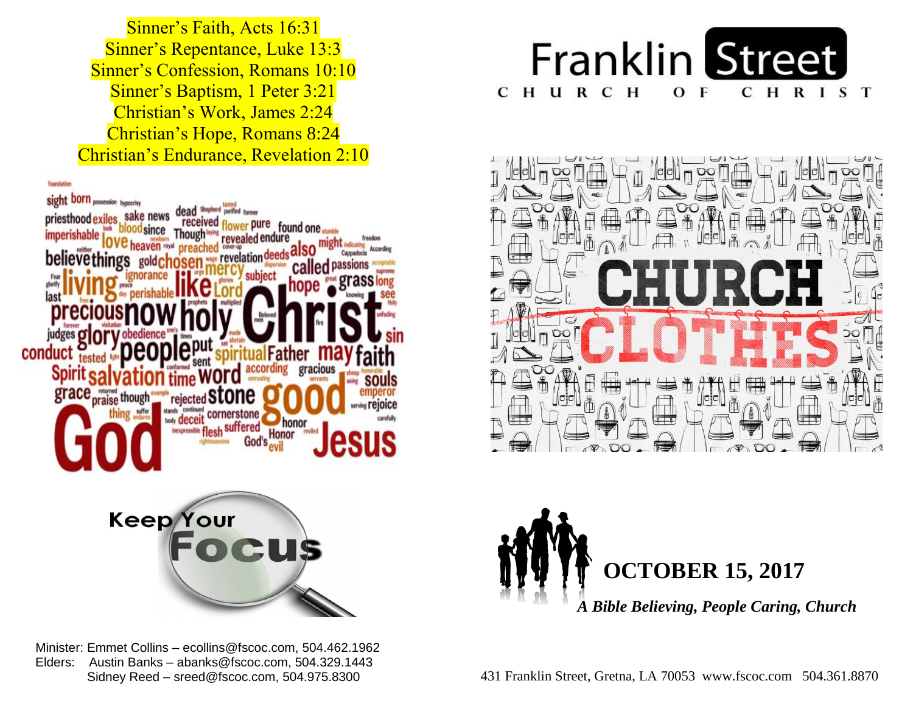Sinner's Faith, Acts 16:31
Sinner's Repentance, Luke 13:3
Sinner's Confession, Romans 10:10
Sinner's Baptism, 1 Peter 3:21
Christian's Work, James 2:24
Christian's Hope, Romans 8:24
Christian's Endurance, Revelation 2:10

Keep Your Focus

Minister: Emmet Collins – ecollins@fscoc.com, 504.462.1962
Elders: Austin Banks – abanks@fscoc.com, 504.329.1443
Sidney Reed – sreed@fscoc.com, 504.975.8300

# Franklin Street

## CHURCH OF CHRIST

# CHURCH CLOTHES

**OCTOBER 15, 2017**

***A Bible Believing, People Caring, Church***

431 Franklin Street, Gretna, LA 70053 www.fscoc.com 504.361.8870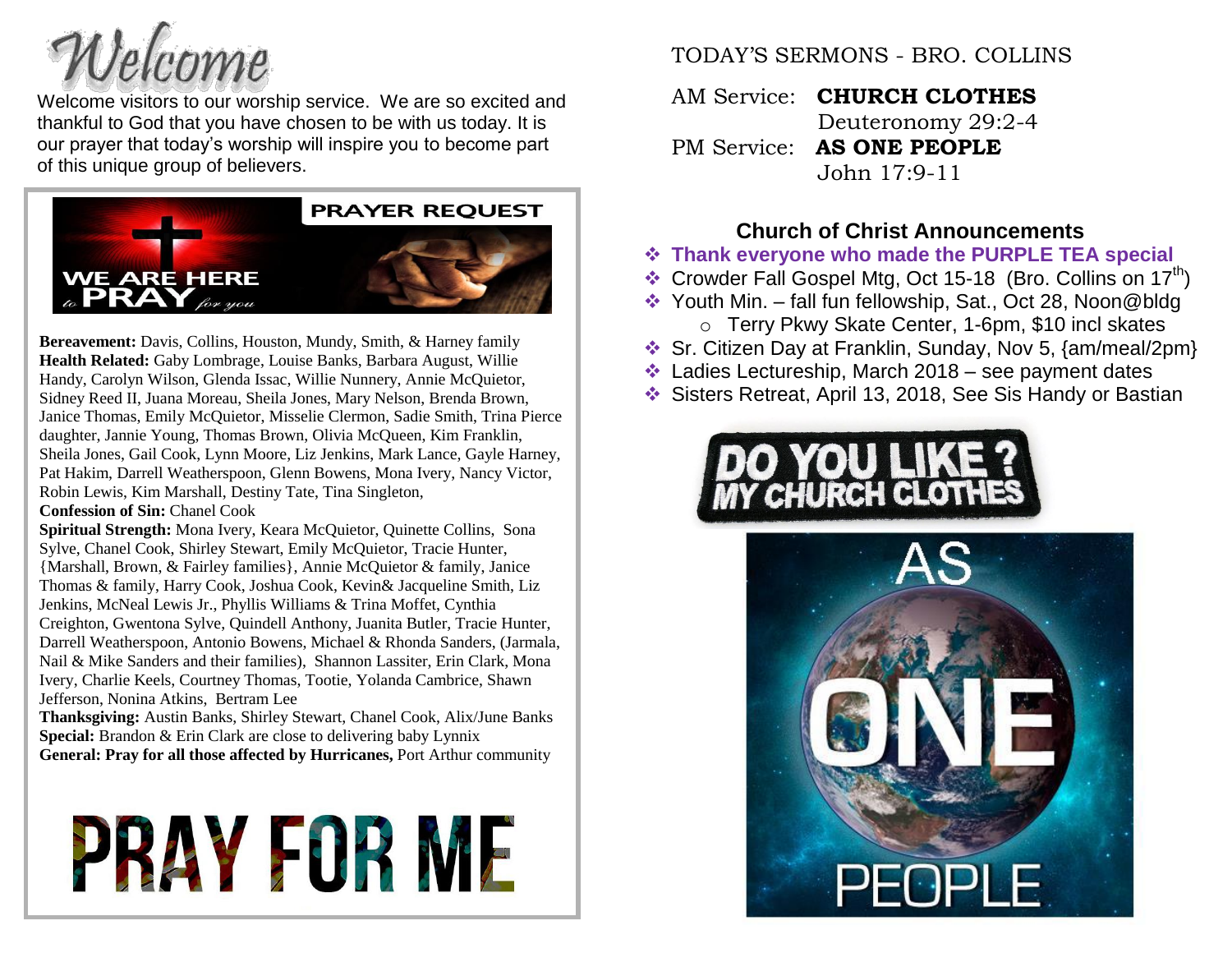# Welcome

Welcome visitors to our worship service. We are so excited and thankful to God that you have chosen to be with us today. It is our prayer that today's worship will inspire you to become part of this unique group of believers.

## PRAYER REQUEST

WE ARE HERE to PRAY for you

**Bereavement:** Davis, Collins, Houston, Mundy, Smith, & Harney family
**Health Related:** Gaby Lombrage, Louise Banks, Barbara August, Willie Handy, Carolyn Wilson, Glenda Issac, Willie Nunnery, Annie McQuietor, Sidney Reed II, Juana Moreau, Sheila Jones, Mary Nelson, Brenda Brown, Janice Thomas, Emily McQuietor, Misselie Clermon, Sadie Smith, Trina Pierce daughter, Jannie Young, Thomas Brown, Olivia McQueen, Kim Franklin, Sheila Jones, Gail Cook, Lynn Moore, Liz Jenkins, Mark Lance, Gayle Harney, Pat Hakim, Darrell Weatherspoon, Glenn Bowens, Mona Ivery, Nancy Victor, Robin Lewis, Kim Marshall, Destiny Tate, Tina Singleton,
**Confession of Sin:** Chanel Cook
**Spiritual Strength:** Mona Ivery, Keara McQuietor, Quinette Collins, Sona Sylve, Chanel Cook, Shirley Stewart, Emily McQuietor, Tracie Hunter, {Marshall, Brown, & Fairley families}, Annie McQuietor & family, Janice Thomas & family, Harry Cook, Joshua Cook, Kevin& Jacqueline Smith, Liz Jenkins, McNeal Lewis Jr., Phyllis Williams & Trina Moffet, Cynthia Creighton, Gwentona Sylve, Quindell Anthony, Juanita Butler, Tracie Hunter, Darrell Weatherspoon, Antonio Bowens, Michael & Rhonda Sanders, (Jarmala, Nail & Mike Sanders and their families), Shannon Lassiter, Erin Clark, Mona Ivery, Charlie Keels, Courtney Thomas, Tootie, Yolanda Cambrice, Shawn Jefferson, Nonina Atkins, Bertram Lee
**Thanksgiving:** Austin Banks, Shirley Stewart, Chanel Cook, Alix/June Banks
**Special:** Brandon & Erin Clark are close to delivering baby Lynnix
**General: Pray for all those affected by Hurricanes,** Port Arthur community

PRAY FOR ME

TODAY'S SERMONS - BRO. COLLINS

AM Service: **CHURCH CLOTHES**
Deuteronomy 29:2-4
PM Service: **AS ONE PEOPLE**
John 17:9-11

## Church of Christ Announcements

- **Thank everyone who made the PURPLE TEA special**
- Crowder Fall Gospel Mtg, Oct 15-18 (Bro. Collins on 17th)
- Youth Min. – fall fun fellowship, Sat., Oct 28, Noon@bldg
  - Terry Pkwy Skate Center, 1-6pm, $10 incl skates
- Sr. Citizen Day at Franklin, Sunday, Nov 5, {am/meal/2pm}
- Ladies Lectureship, March 2018 – see payment dates
- Sisters Retreat, April 13, 2018, See Sis Handy or Bastian

DO YOU LIKE ? MY CHURCH CLOTHES

AS ONE PEOPLE